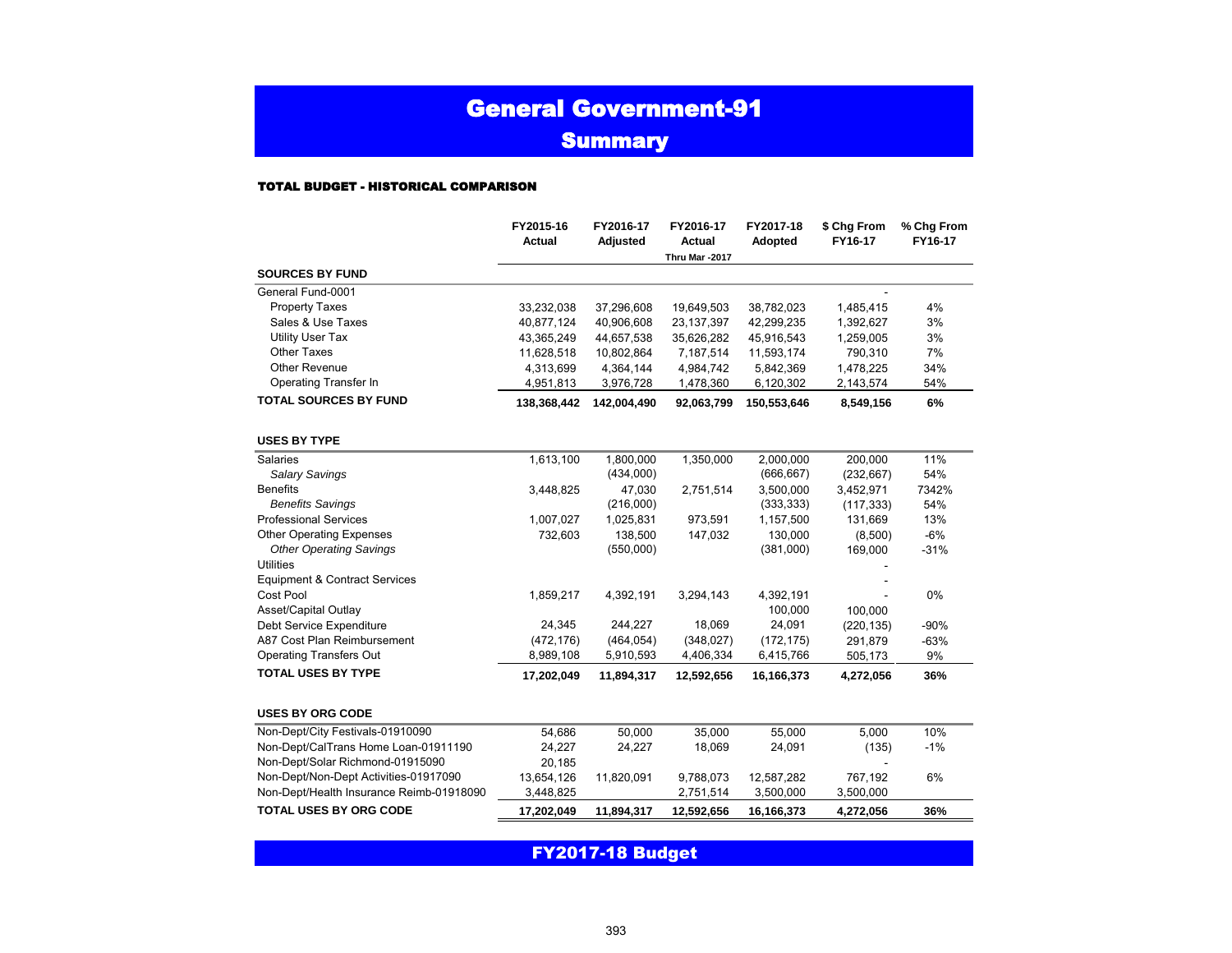# General Government-91

## Summary

### TOTAL BUDGET - HISTORICAL COMPARISON

| | FY2015-16 Actual | FY2016-17 Adjusted | FY2016-17 Actual Thru Mar -2017 | FY2017-18 Adopted | $ Chg From FY16-17 | % Chg From FY16-17 |
|---|---|---|---|---|---|---|
| **SOURCES BY FUND** | | | | | | |
| General Fund-0001 | | | | | - | |
| Property Taxes | 33,232,038 | 37,296,608 | 19,649,503 | 38,782,023 | 1,485,415 | 4% |
| Sales & Use Taxes | 40,877,124 | 40,906,608 | 23,137,397 | 42,299,235 | 1,392,627 | 3% |
| Utility User Tax | 43,365,249 | 44,657,538 | 35,626,282 | 45,916,543 | 1,259,005 | 3% |
| Other Taxes | 11,628,518 | 10,802,864 | 7,187,514 | 11,593,174 | 790,310 | 7% |
| Other Revenue | 4,313,699 | 4,364,144 | 4,984,742 | 5,842,369 | 1,478,225 | 34% |
| Operating Transfer In | 4,951,813 | 3,976,728 | 1,478,360 | 6,120,302 | 2,143,574 | 54% |
| **TOTAL SOURCES BY FUND** | **138,368,442** | **142,004,490** | **92,063,799** | **150,553,646** | **8,549,156** | **6%** |
| **USES BY TYPE** | | | | | | |
| Salaries | 1,613,100 | 1,800,000 | 1,350,000 | 2,000,000 | 200,000 | 11% |
| *Salary Savings* | | (434,000) | | (666,667) | (232,667) | 54% |
| Benefits | 3,448,825 | 47,030 | 2,751,514 | 3,500,000 | 3,452,971 | 7342% |
| *Benefits Savings* | | (216,000) | | (333,333) | (117,333) | 54% |
| Professional Services | 1,007,027 | 1,025,831 | 973,591 | 1,157,500 | 131,669 | 13% |
| Other Operating Expenses | 732,603 | 138,500 | 147,032 | 130,000 | (8,500) | -6% |
| *Other Operating Savings* | | (550,000) | | (381,000) | 169,000 | -31% |
| Utilities | | | | | - | |
| Equipment & Contract Services | | | | | - | |
| Cost Pool | 1,859,217 | 4,392,191 | 3,294,143 | 4,392,191 | - | 0% |
| Asset/Capital Outlay | | | | 100,000 | 100,000 | |
| Debt Service Expenditure | 24,345 | 244,227 | 18,069 | 24,091 | (220,135) | -90% |
| A87 Cost Plan Reimbursement | (472,176) | (464,054) | (348,027) | (172,175) | 291,879 | -63% |
| Operating Transfers Out | 8,989,108 | 5,910,593 | 4,406,334 | 6,415,766 | 505,173 | 9% |
| **TOTAL USES BY TYPE** | **17,202,049** | **11,894,317** | **12,592,656** | **16,166,373** | **4,272,056** | **36%** |
| **USES BY ORG CODE** | | | | | | |
| Non-Dept/City Festivals-01910090 | 54,686 | 50,000 | 35,000 | 55,000 | 5,000 | 10% |
| Non-Dept/CalTrans Home Loan-01911190 | 24,227 | 24,227 | 18,069 | 24,091 | (135) | -1% |
| Non-Dept/Solar Richmond-01915090 | 20,185 | | | | - | |
| Non-Dept/Non-Dept Activities-01917090 | 13,654,126 | 11,820,091 | 9,788,073 | 12,587,282 | 767,192 | 6% |
| Non-Dept/Health Insurance Reimb-01918090 | 3,448,825 | | 2,751,514 | 3,500,000 | 3,500,000 | |
| **TOTAL USES BY ORG CODE** | **17,202,049** | **11,894,317** | **12,592,656** | **16,166,373** | **4,272,056** | **36%** |

FY2017-18 Budget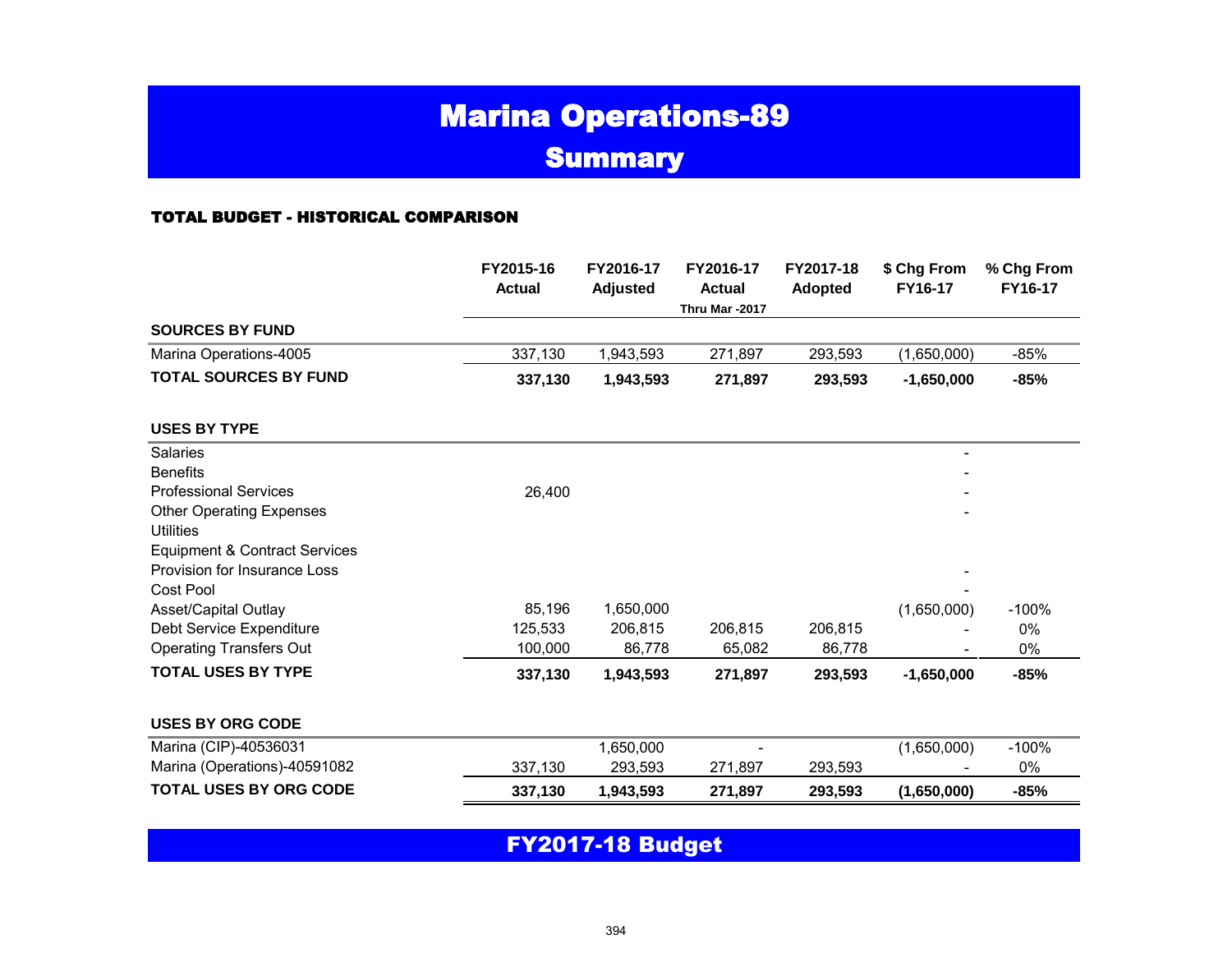# Marina Operations-89

## Summary

### TOTAL BUDGET - HISTORICAL COMPARISON

| | FY2015-16 Actual | FY2016-17 Adjusted | FY2016-17 Actual Thru Mar -2017 | FY2017-18 Adopted | $ Chg From FY16-17 | % Chg From FY16-17 |
|---|---|---|---|---|---|---|
| **SOURCES BY FUND** | | | | | | |
| Marina Operations-4005 | 337,130 | 1,943,593 | 271,897 | 293,593 | (1,650,000) | -85% |
| **TOTAL SOURCES BY FUND** | **337,130** | **1,943,593** | **271,897** | **293,593** | **-1,650,000** | **-85%** |
| | | | | | | |
| **USES BY TYPE** | | | | | | |
| Salaries | | | | | - | |
| Benefits | | | | | - | |
| Professional Services | 26,400 | | | | - | |
| Other Operating Expenses | | | | | - | |
| Utilities | | | | | | |
| Equipment & Contract Services | | | | | | |
| Provision for Insurance Loss | | | | | - | |
| Cost Pool | | | | | - | |
| Asset/Capital Outlay | 85,196 | 1,650,000 | | | (1,650,000) | -100% |
| Debt Service Expenditure | 125,533 | 206,815 | 206,815 | 206,815 | - | 0% |
| Operating Transfers Out | 100,000 | 86,778 | 65,082 | 86,778 | - | 0% |
| **TOTAL USES BY TYPE** | **337,130** | **1,943,593** | **271,897** | **293,593** | **-1,650,000** | **-85%** |
| | | | | | | |
| **USES BY ORG CODE** | | | | | | |
| Marina (CIP)-40536031 | | 1,650,000 | - | | (1,650,000) | -100% |
| Marina (Operations)-40591082 | 337,130 | 293,593 | 271,897 | 293,593 | - | 0% |
| **TOTAL USES BY ORG CODE** | **337,130** | **1,943,593** | **271,897** | **293,593** | **(1,650,000)** | **-85%** |

## FY2017-18 Budget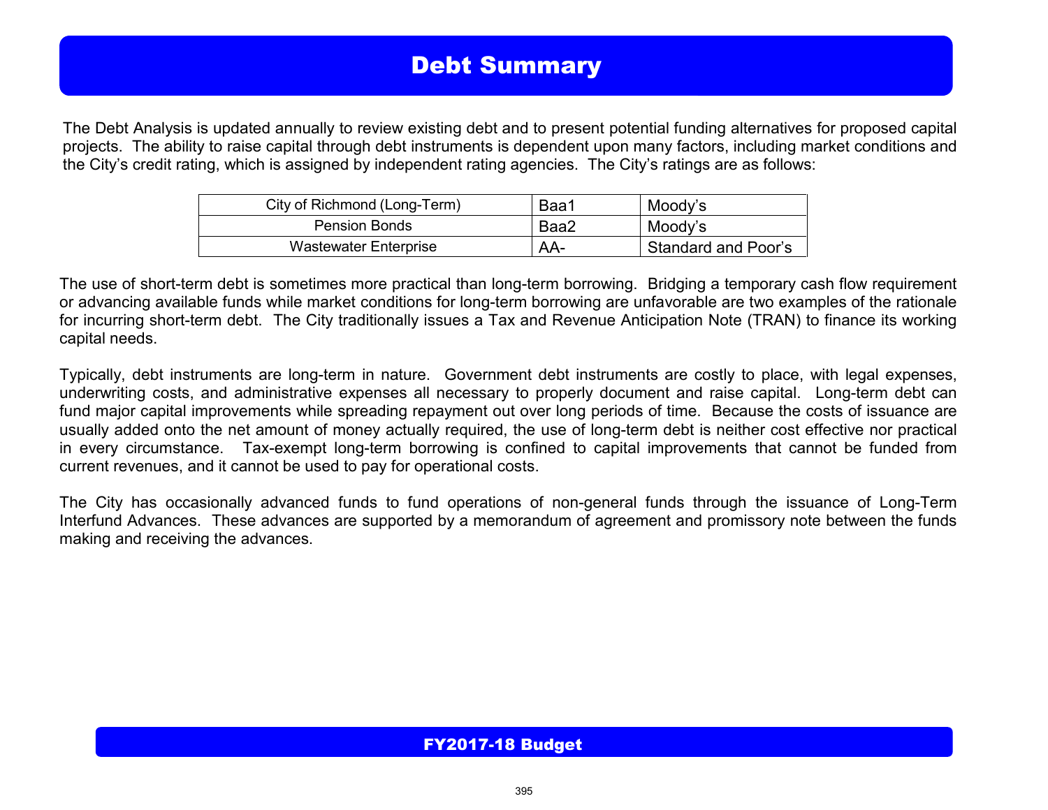# Debt Summary

The Debt Analysis is updated annually to review existing debt and to present potential funding alternatives for proposed capital projects. The ability to raise capital through debt instruments is dependent upon many factors, including market conditions and the City's credit rating, which is assigned by independent rating agencies. The City's ratings are as follows:

| | | |
|---|---|---|
| City of Richmond (Long-Term) | Baa1 | Moody's |
| Pension Bonds | Baa2 | Moody's |
| Wastewater Enterprise | AA- | Standard and Poor's |

The use of short-term debt is sometimes more practical than long-term borrowing. Bridging a temporary cash flow requirement or advancing available funds while market conditions for long-term borrowing are unfavorable are two examples of the rationale for incurring short-term debt. The City traditionally issues a Tax and Revenue Anticipation Note (TRAN) to finance its working capital needs.

Typically, debt instruments are long-term in nature. Government debt instruments are costly to place, with legal expenses, underwriting costs, and administrative expenses all necessary to properly document and raise capital. Long-term debt can fund major capital improvements while spreading repayment out over long periods of time. Because the costs of issuance are usually added onto the net amount of money actually required, the use of long-term debt is neither cost effective nor practical in every circumstance. Tax-exempt long-term borrowing is confined to capital improvements that cannot be funded from current revenues, and it cannot be used to pay for operational costs.

The City has occasionally advanced funds to fund operations of non-general funds through the issuance of Long-Term Interfund Advances. These advances are supported by a memorandum of agreement and promissory note between the funds making and receiving the advances.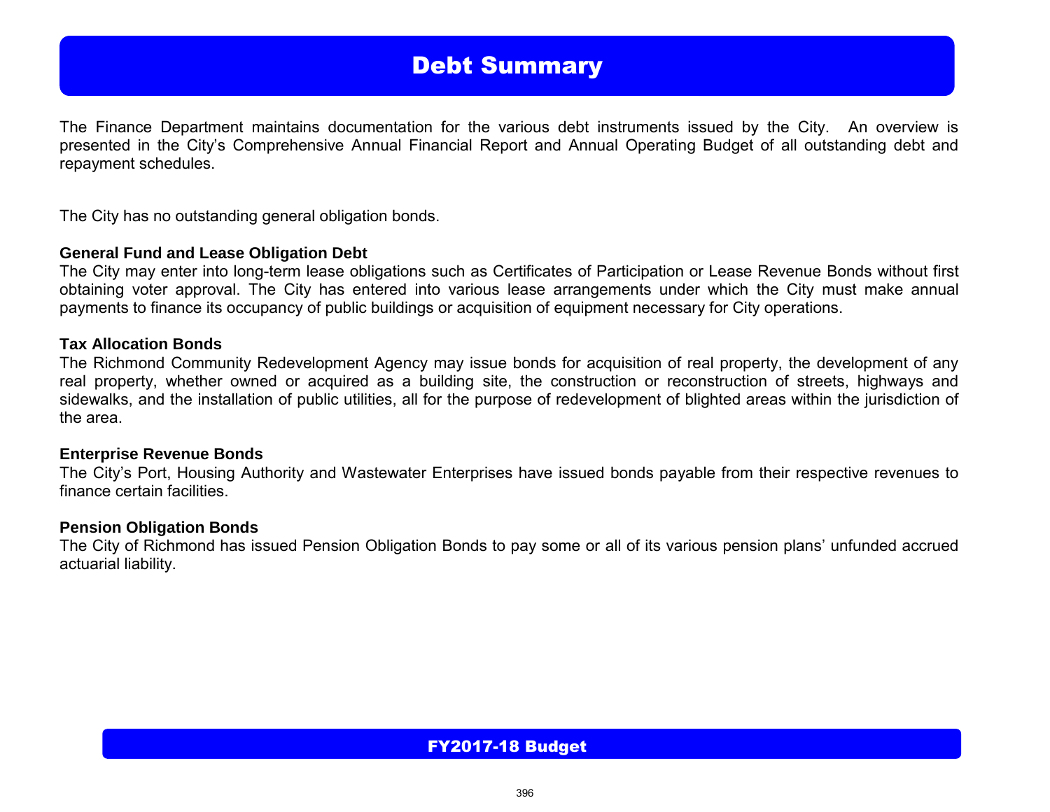# Debt Summary

The Finance Department maintains documentation for the various debt instruments issued by the City. An overview is presented in the City's Comprehensive Annual Financial Report and Annual Operating Budget of all outstanding debt and repayment schedules.

The City has no outstanding general obligation bonds.

**General Fund and Lease Obligation Debt**

The City may enter into long-term lease obligations such as Certificates of Participation or Lease Revenue Bonds without first obtaining voter approval. The City has entered into various lease arrangements under which the City must make annual payments to finance its occupancy of public buildings or acquisition of equipment necessary for City operations.

**Tax Allocation Bonds**

The Richmond Community Redevelopment Agency may issue bonds for acquisition of real property, the development of any real property, whether owned or acquired as a building site, the construction or reconstruction of streets, highways and sidewalks, and the installation of public utilities, all for the purpose of redevelopment of blighted areas within the jurisdiction of the area.

**Enterprise Revenue Bonds**

The City's Port, Housing Authority and Wastewater Enterprises have issued bonds payable from their respective revenues to finance certain facilities.

**Pension Obligation Bonds**

The City of Richmond has issued Pension Obligation Bonds to pay some or all of its various pension plans' unfunded accrued actuarial liability.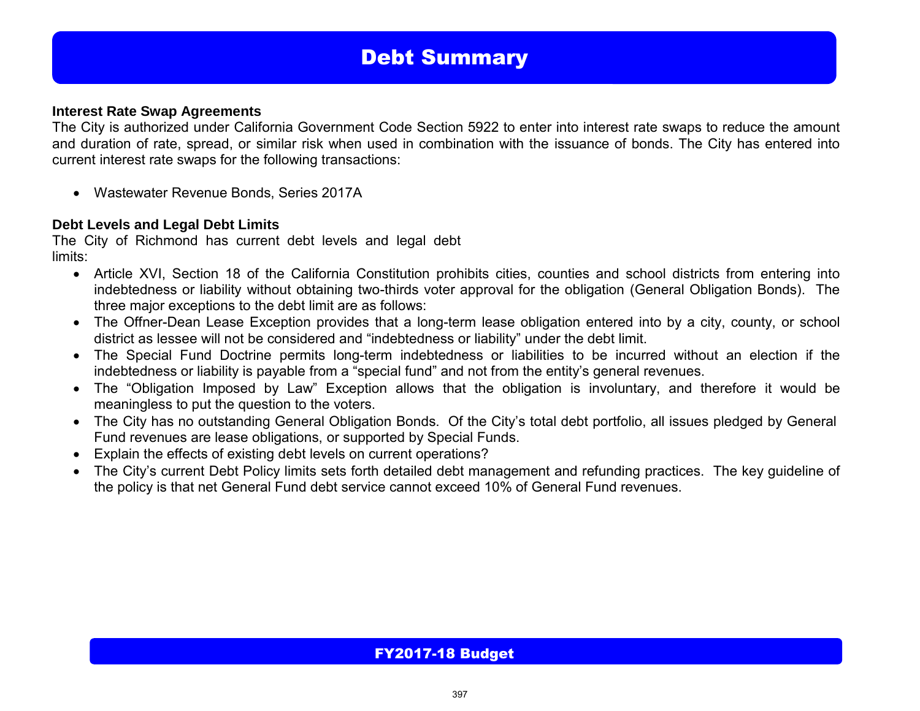# Debt Summary

**Interest Rate Swap Agreements**

The City is authorized under California Government Code Section 5922 to enter into interest rate swaps to reduce the amount and duration of rate, spread, or similar risk when used in combination with the issuance of bonds. The City has entered into current interest rate swaps for the following transactions:

- Wastewater Revenue Bonds, Series 2017A

**Debt Levels and Legal Debt Limits**

The City of Richmond has current debt levels and legal debt limits:

- Article XVI, Section 18 of the California Constitution prohibits cities, counties and school districts from entering into indebtedness or liability without obtaining two-thirds voter approval for the obligation (General Obligation Bonds). The three major exceptions to the debt limit are as follows:
- The Offner-Dean Lease Exception provides that a long-term lease obligation entered into by a city, county, or school district as lessee will not be considered and "indebtedness or liability" under the debt limit.
- The Special Fund Doctrine permits long-term indebtedness or liabilities to be incurred without an election if the indebtedness or liability is payable from a "special fund" and not from the entity's general revenues.
- The "Obligation Imposed by Law" Exception allows that the obligation is involuntary, and therefore it would be meaningless to put the question to the voters.
- The City has no outstanding General Obligation Bonds. Of the City's total debt portfolio, all issues pledged by General Fund revenues are lease obligations, or supported by Special Funds.
- Explain the effects of existing debt levels on current operations?
- The City's current Debt Policy limits sets forth detailed debt management and refunding practices. The key guideline of the policy is that net General Fund debt service cannot exceed 10% of General Fund revenues.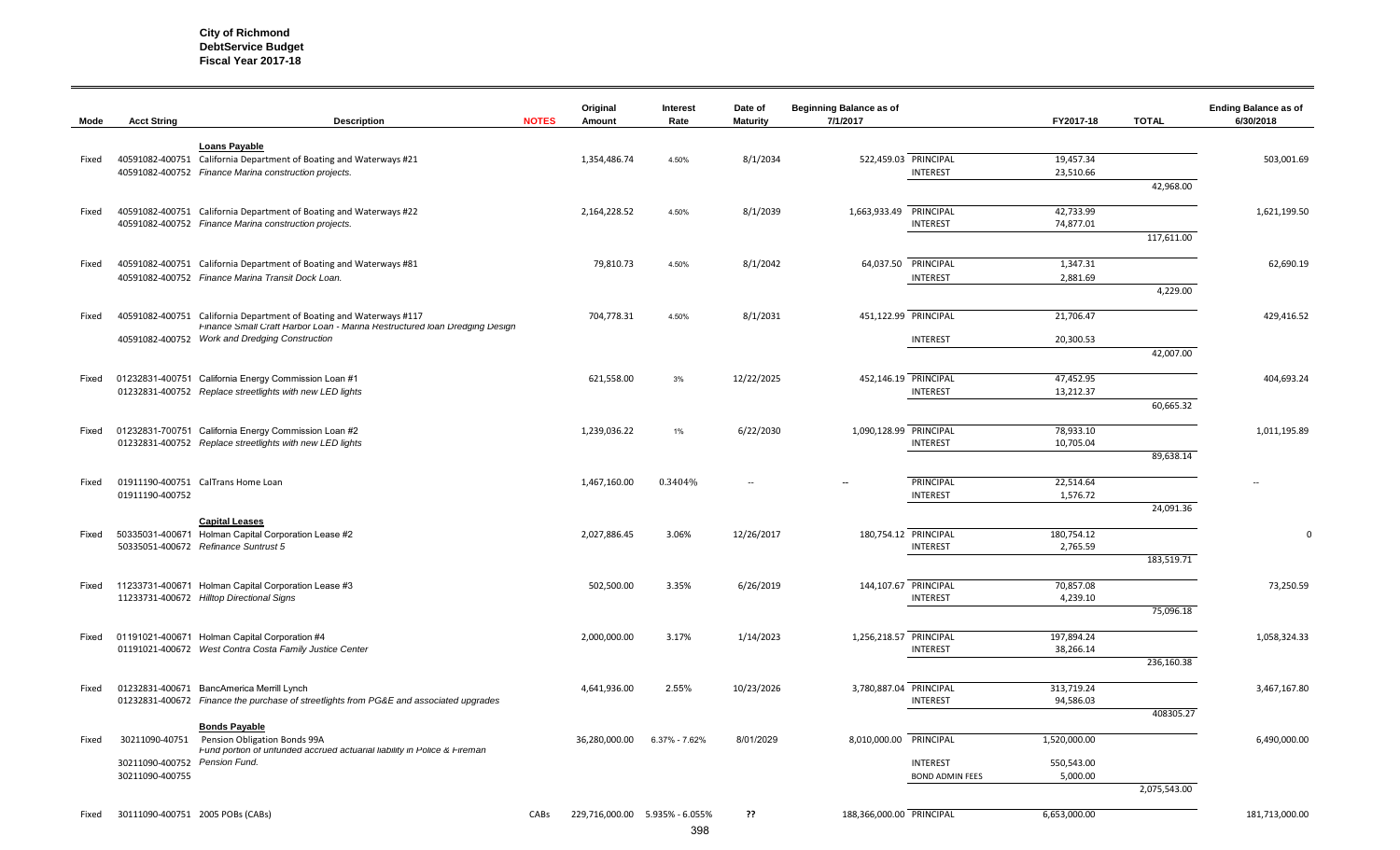**City of Richmond**
**DebtService Budget**
**Fiscal Year 2017-18**

| Mode | Acct String | Description | NOTES | Original Amount | Interest Rate | Date of Maturity | Beginning Balance as of 7/1/2017 | | FY2017-18 | TOTAL | Ending Balance as of 6/30/2018 |
|---|---|---|---|---|---|---|---|---|---|---|---|
| | | **Loans Payable** | | | | | | | | | |
| Fixed | 40591082-400751 | California Department of Boating and Waterways #21 | | 1,354,486.74 | 4.50% | 8/1/2034 | 522,459.03 | PRINCIPAL | 19,457.34 | | 503,001.69 |
| | 40591082-400752 | *Finance Marina construction projects.* | | | | | | INTEREST | 23,510.66 | | |
| | | | | | | | | | | 42,968.00 | |
| Fixed | 40591082-400751 | California Department of Boating and Waterways #22 | | 2,164,228.52 | 4.50% | 8/1/2039 | 1,663,933.49 | PRINCIPAL | 42,733.99 | | 1,621,199.50 |
| | 40591082-400752 | *Finance Marina construction projects.* | | | | | | INTEREST | 74,877.01 | | |
| | | | | | | | | | | 117,611.00 | |
| Fixed | 40591082-400751 | California Department of Boating and Waterways #81 | | 79,810.73 | 4.50% | 8/1/2042 | 64,037.50 | PRINCIPAL | 1,347.31 | | 62,690.19 |
| | 40591082-400752 | *Finance Marina Transit Dock Loan.* | | | | | | INTEREST | 2,881.69 | | |
| | | | | | | | | | | 4,229.00 | |
| Fixed | 40591082-400751 | California Department of Boating and Waterways #117 | | 704,778.31 | 4.50% | 8/1/2031 | 451,122.99 | PRINCIPAL | 21,706.47 | | 429,416.52 |
| | 40591082-400752 | *Finance Small Craft Harbor Loan - Marina Restructured loan Dredging Design Work and Dredging Construction* | | | | | | INTEREST | 20,300.53 | | |
| | | | | | | | | | | 42,007.00 | |
| Fixed | 01232831-400751 | California Energy Commission Loan #1 | | 621,558.00 | 3% | 12/22/2025 | 452,146.19 | PRINCIPAL | 47,452.95 | | 404,693.24 |
| | 01232831-400752 | *Replace streetlights with new LED lights* | | | | | | INTEREST | 13,212.37 | | |
| | | | | | | | | | | 60,665.32 | |
| Fixed | 01232831-700751 | California Energy Commission Loan #2 | | 1,239,036.22 | 1% | 6/22/2030 | 1,090,128.99 | PRINCIPAL | 78,933.10 | | 1,011,195.89 |
| | 01232831-400752 | *Replace streetlights with new LED lights* | | | | | | INTEREST | 10,705.04 | | |
| | | | | | | | | | | 89,638.14 | |
| Fixed | 01911190-400751 | CalTrans Home Loan | | 1,467,160.00 | 0.3404% | -- | -- | PRINCIPAL | 22,514.64 | | -- |
| | 01911190-400752 | | | | | | | INTEREST | 1,576.72 | | |
| | | | | | | | | | | 24,091.36 | |
| | | **Capital Leases** | | | | | | | | | |
| Fixed | 50335031-400671 | Holman Capital Corporation Lease #2 | | 2,027,886.45 | 3.06% | 12/26/2017 | 180,754.12 | PRINCIPAL | 180,754.12 | | 0 |
| | 50335051-400672 | *Refinance Suntrust 5* | | | | | | INTEREST | 2,765.59 | | |
| | | | | | | | | | | 183,519.71 | |
| Fixed | 11233731-400671 | Holman Capital Corporation Lease #3 | | 502,500.00 | 3.35% | 6/26/2019 | 144,107.67 | PRINCIPAL | 70,857.08 | | 73,250.59 |
| | 11233731-400672 | *Hilltop Directional Signs* | | | | | | INTEREST | 4,239.10 | | |
| | | | | | | | | | | 75,096.18 | |
| Fixed | 01191021-400671 | Holman Capital Corporation #4 | | 2,000,000.00 | 3.17% | 1/14/2023 | 1,256,218.57 | PRINCIPAL | 197,894.24 | | 1,058,324.33 |
| | 01191021-400672 | *West Contra Costa Family Justice Center* | | | | | | INTEREST | 38,266.14 | | |
| | | | | | | | | | | 236,160.38 | |
| Fixed | 01232831-400671 | BancAmerica Merrill Lynch | | 4,641,936.00 | 2.55% | 10/23/2026 | 3,780,887.04 | PRINCIPAL | 313,719.24 | | 3,467,167.80 |
| | 01232831-400672 | *Finance the purchase of streetlights from PG&E and associated upgrades* | | | | | | INTEREST | 94,586.03 | | |
| | | | | | | | | | | 408305.27 | |
| | | **Bonds Payable** | | | | | | | | | |
| Fixed | 30211090-40751 | Pension Obligation Bonds 99A | | 36,280,000.00 | 6.37% - 7.62% | 8/01/2029 | 8,010,000.00 | PRINCIPAL | 1,520,000.00 | | 6,490,000.00 |
| | 30211090-400752 | *Fund portion of unfunded accrued actuarial liability in Police & Fireman Pension Fund.* | | | | | | INTEREST | 550,543.00 | | |
| | 30211090-400755 | | | | | | | BOND ADMIN FEES | 5,000.00 | | |
| | | | | | | | | | | 2,075,543.00 | |
| Fixed | 30111090-400751 | 2005 POBs (CABs) | CABs | 229,716,000.00 | 5.935% - 6.055% | ?? | 188,366,000.00 | PRINCIPAL | 6,653,000.00 | | 181,713,000.00 |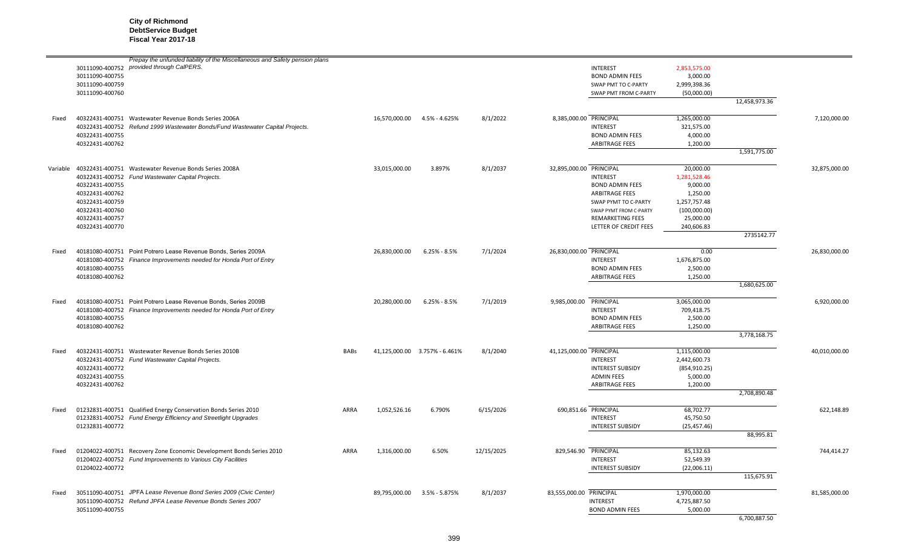**City of Richmond**
**DebtService Budget**
**Fiscal Year 2017-18**

| Type | Account | Description | Program | Original Issue | Interest Rate | Maturity | Beginning Balance | Item | Amount | Total | Ending Balance |
|---|---|---|---|---|---|---|---|---|---|---|---|
| | | *Prepay the unfunded liability of the Miscellaneous and Safety pension plans* | | | | | | | | | |
| | 30111090-400752 | *provided through CalPERS.* | | | | | | INTEREST | 2,853,575.00 | | |
| | 30111090-400755 | | | | | | | BOND ADMIN FEES | 3,000.00 | | |
| | 30111090-400759 | | | | | | | SWAP PMT TO C-PARTY | 2,999,398.36 | | |
| | 30111090-400760 | | | | | | | SWAP PMT FROM C-PARTY | (50,000.00) | | |
| | | | | | | | | | | 12,458,973.36 | |
| Fixed | 40322431-400751 | Wastewater Revenue Bonds Series 2006A | | 16,570,000.00 | 4.5% - 4.625% | 8/1/2022 | 8,385,000.00 | PRINCIPAL | 1,265,000.00 | | 7,120,000.00 |
| | 40322431-400752 | *Refund 1999 Wastewater Bonds/Fund Wastewater Capital Projects.* | | | | | | INTEREST | 321,575.00 | | |
| | 40322431-400755 | | | | | | | BOND ADMIN FEES | 4,000.00 | | |
| | 40322431-400762 | | | | | | | ARBITRAGE FEES | 1,200.00 | | |
| | | | | | | | | | | 1,591,775.00 | |
| Variable | 40322431-400751 | Wastewater Revenue Bonds Series 2008A | | 33,015,000.00 | 3.897% | 8/1/2037 | 32,895,000.00 | PRINCIPAL | 20,000.00 | | 32,875,000.00 |
| | 40322431-400752 | *Fund Wastewater Capital Projects.* | | | | | | INTEREST | 1,281,528.46 | | |
| | 40322431-400755 | | | | | | | BOND ADMIN FEES | 9,000.00 | | |
| | 40322431-400762 | | | | | | | ARBITRAGE FEES | 1,250.00 | | |
| | 40322431-400759 | | | | | | | SWAP PYMT TO C-PARTY | 1,257,757.48 | | |
| | 40322431-400760 | | | | | | | SWAP PYMT FROM C-PARTY | (100,000.00) | | |
| | 40322431-400757 | | | | | | | REMARKETING FEES | 25,000.00 | | |
| | 40322431-400770 | | | | | | | LETTER OF CREDIT FEES | 240,606.83 | | |
| | | | | | | | | | | 2735142.77 | |
| Fixed | 40181080-400751 | Point Potrero Lease Revenue Bonds, Series 2009A | | 26,830,000.00 | 6.25% - 8.5% | 7/1/2024 | 26,830,000.00 | PRINCIPAL | 0.00 | | 26,830,000.00 |
| | 40181080-400752 | *Finance Improvements needed for Honda Port of Entry* | | | | | | INTEREST | 1,676,875.00 | | |
| | 40181080-400755 | | | | | | | BOND ADMIN FEES | 2,500.00 | | |
| | 40181080-400762 | | | | | | | ARBITRAGE FEES | 1,250.00 | | |
| | | | | | | | | | | 1,680,625.00 | |
| Fixed | 40181080-400751 | Point Potrero Lease Revenue Bonds, Series 2009B | | 20,280,000.00 | 6.25% - 8.5% | 7/1/2019 | 9,985,000.00 | PRINCIPAL | 3,065,000.00 | | 6,920,000.00 |
| | 40181080-400752 | *Finance Improvements needed for Honda Port of Entry* | | | | | | INTEREST | 709,418.75 | | |
| | 40181080-400755 | | | | | | | BOND ADMIN FEES | 2,500.00 | | |
| | 40181080-400762 | | | | | | | ARBITRAGE FEES | 1,250.00 | | |
| | | | | | | | | | | 3,778,168.75 | |
| Fixed | 40322431-400751 | Wastewater Revenue Bonds Series 2010B | BABs | 41,125,000.00 | 3.757% - 6.461% | 8/1/2040 | 41,125,000.00 | PRINCIPAL | 1,115,000.00 | | 40,010,000.00 |
| | 40322431-400752 | *Fund Wastewater Capital Projects.* | | | | | | INTEREST | 2,442,600.73 | | |
| | 40322431-400772 | | | | | | | INTEREST SUBSIDY | (854,910.25) | | |
| | 40322431-400755 | | | | | | | ADMIN FEES | 5,000.00 | | |
| | 40322431-400762 | | | | | | | ARBITRAGE FEES | 1,200.00 | | |
| | | | | | | | | | | 2,708,890.48 | |
| Fixed | 01232831-400751 | Qualified Energy Conservation Bonds Series 2010 | ARRA | 1,052,526.16 | 6.790% | 6/15/2026 | 690,851.66 | PRINCIPAL | 68,702.77 | | 622,148.89 |
| | 01232831-400752 | *Fund Energy Efficiency and Streetlight Upgrades* | | | | | | INTEREST | 45,750.50 | | |
| | 01232831-400772 | | | | | | | INTEREST SUBSIDY | (25,457.46) | | |
| | | | | | | | | | | 88,995.81 | |
| Fixed | 01204022-400751 | Recovery Zone Economic Development Bonds Series 2010 | ARRA | 1,316,000.00 | 6.50% | 12/15/2025 | 829,546.90 | PRINCIPAL | 85,132.63 | | 744,414.27 |
| | 01204022-400752 | *Fund Improvements to Various City Facilities* | | | | | | INTEREST | 52,549.39 | | |
| | 01204022-400772 | | | | | | | INTEREST SUBSIDY | (22,006.11) | | |
| | | | | | | | | | | 115,675.91 | |
| Fixed | 30511090-400751 | *JPFA Lease Revenue Bond Series 2009 (Civic Center)* | | 89,795,000.00 | 3.5% - 5.875% | 8/1/2037 | 83,555,000.00 | PRINCIPAL | 1,970,000.00 | | 81,585,000.00 |
| | 30511090-400752 | *Refund JPFA Lease Revenue Bonds Series 2007* | | | | | | INTEREST | 4,725,887.50 | | |
| | 30511090-400755 | | | | | | | BOND ADMIN FEES | 5,000.00 | | |
| | | | | | | | | | | 6,700,887.50 | |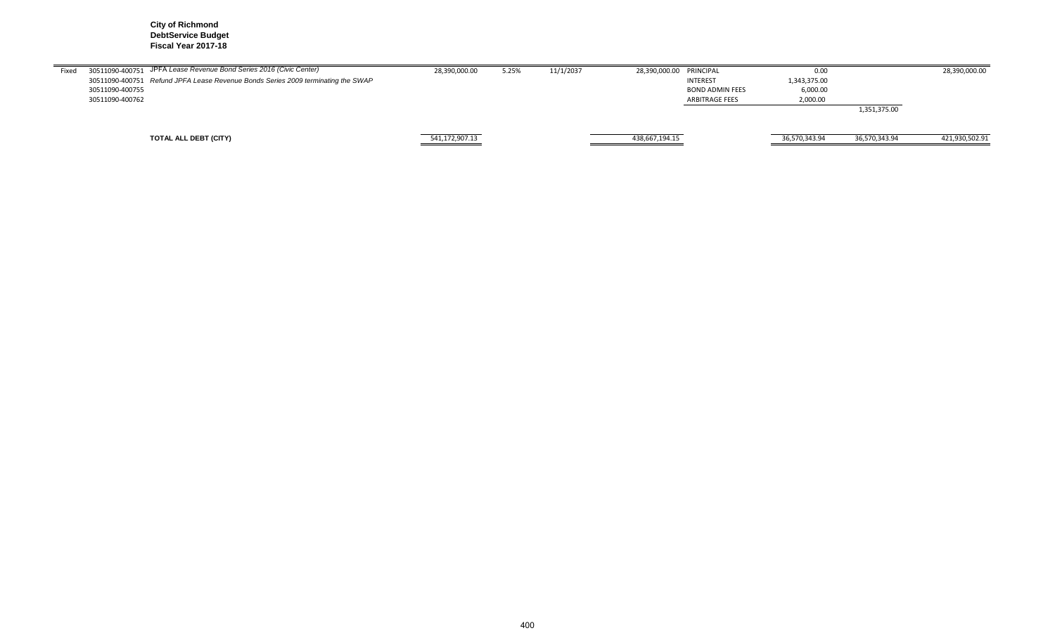**City of Richmond**
**DebtService Budget**
**Fiscal Year 2017-18**

| | | | | | | | | | | |
|---|---|---|---|---|---|---|---|---|---|---|
| Fixed | 305110090-400751 | *JPFA Lease Revenue Bond Series 2016 (Civic Center)* | 28,390,000.00 | 5.25% | 11/1/2037 | 28,390,000.00 | PRINCIPAL | 0.00 | | 28,390,000.00 |
| | 305110090-400751 | *Refund JPFA Lease Revenue Bonds Series 2009 terminating the SWAP* | | | | | INTEREST | 1,343,375.00 | | |
| | 305110090-400755 | | | | | | BOND ADMIN FEES | 6,000.00 | | |
| | 305110090-400762 | | | | | | ARBITRAGE FEES | 2,000.00 | | |
| | | | | | | | | | 1,351,375.00 | |
| | | **TOTAL ALL DEBT (CITY)** | 541,172,907.13 | | | 438,667,194.15 | | 36,570,343.94 | 36,570,343.94 | 421,930,502.91 |